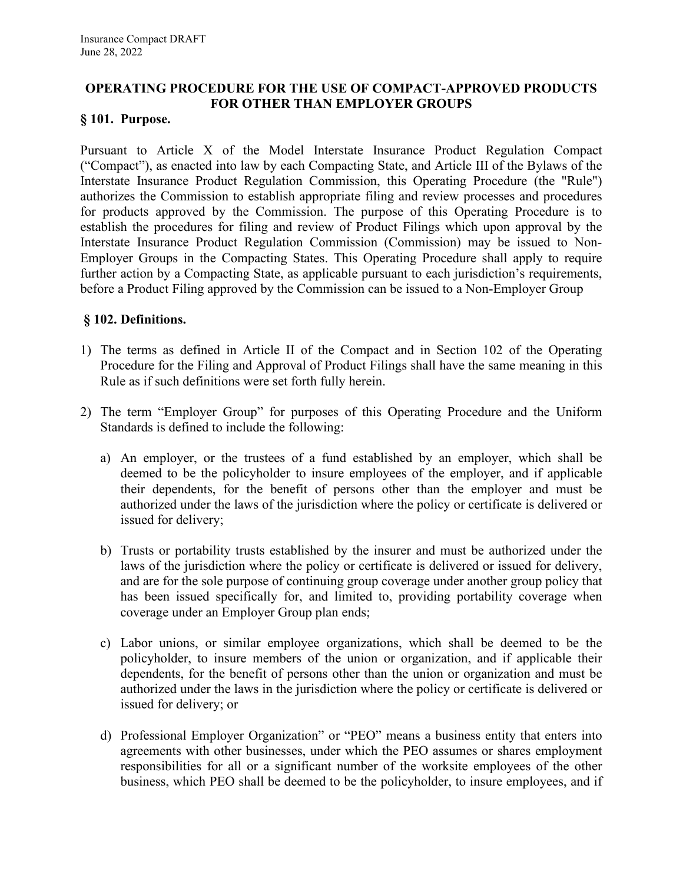Insurance Compact DRAFT
June 28, 2022

# OPERATING PROCEDURE FOR THE USE OF COMPACT-APPROVED PRODUCTS FOR OTHER THAN EMPLOYER GROUPS

## § 101. Purpose.

Pursuant to Article X of the Model Interstate Insurance Product Regulation Compact ("Compact"), as enacted into law by each Compacting State, and Article III of the Bylaws of the Interstate Insurance Product Regulation Commission, this Operating Procedure (the "Rule") authorizes the Commission to establish appropriate filing and review processes and procedures for products approved by the Commission. The purpose of this Operating Procedure is to establish the procedures for filing and review of Product Filings which upon approval by the Interstate Insurance Product Regulation Commission (Commission) may be issued to Non-Employer Groups in the Compacting States. This Operating Procedure shall apply to require further action by a Compacting State, as applicable pursuant to each jurisdiction's requirements, before a Product Filing approved by the Commission can be issued to a Non-Employer Group

## § 102. Definitions.

1) The terms as defined in Article II of the Compact and in Section 102 of the Operating Procedure for the Filing and Approval of Product Filings shall have the same meaning in this Rule as if such definitions were set forth fully herein.

2) The term "Employer Group" for purposes of this Operating Procedure and the Uniform Standards is defined to include the following:

   a) An employer, or the trustees of a fund established by an employer, which shall be deemed to be the policyholder to insure employees of the employer, and if applicable their dependents, for the benefit of persons other than the employer and must be authorized under the laws of the jurisdiction where the policy or certificate is delivered or issued for delivery;

   b) Trusts or portability trusts established by the insurer and must be authorized under the laws of the jurisdiction where the policy or certificate is delivered or issued for delivery, and are for the sole purpose of continuing group coverage under another group policy that has been issued specifically for, and limited to, providing portability coverage when coverage under an Employer Group plan ends;

   c) Labor unions, or similar employee organizations, which shall be deemed to be the policyholder, to insure members of the union or organization, and if applicable their dependents, for the benefit of persons other than the union or organization and must be authorized under the laws in the jurisdiction where the policy or certificate is delivered or issued for delivery; or

   d) Professional Employer Organization" or "PEO" means a business entity that enters into agreements with other businesses, under which the PEO assumes or shares employment responsibilities for all or a significant number of the worksite employees of the other business, which PEO shall be deemed to be the policyholder, to insure employees, and if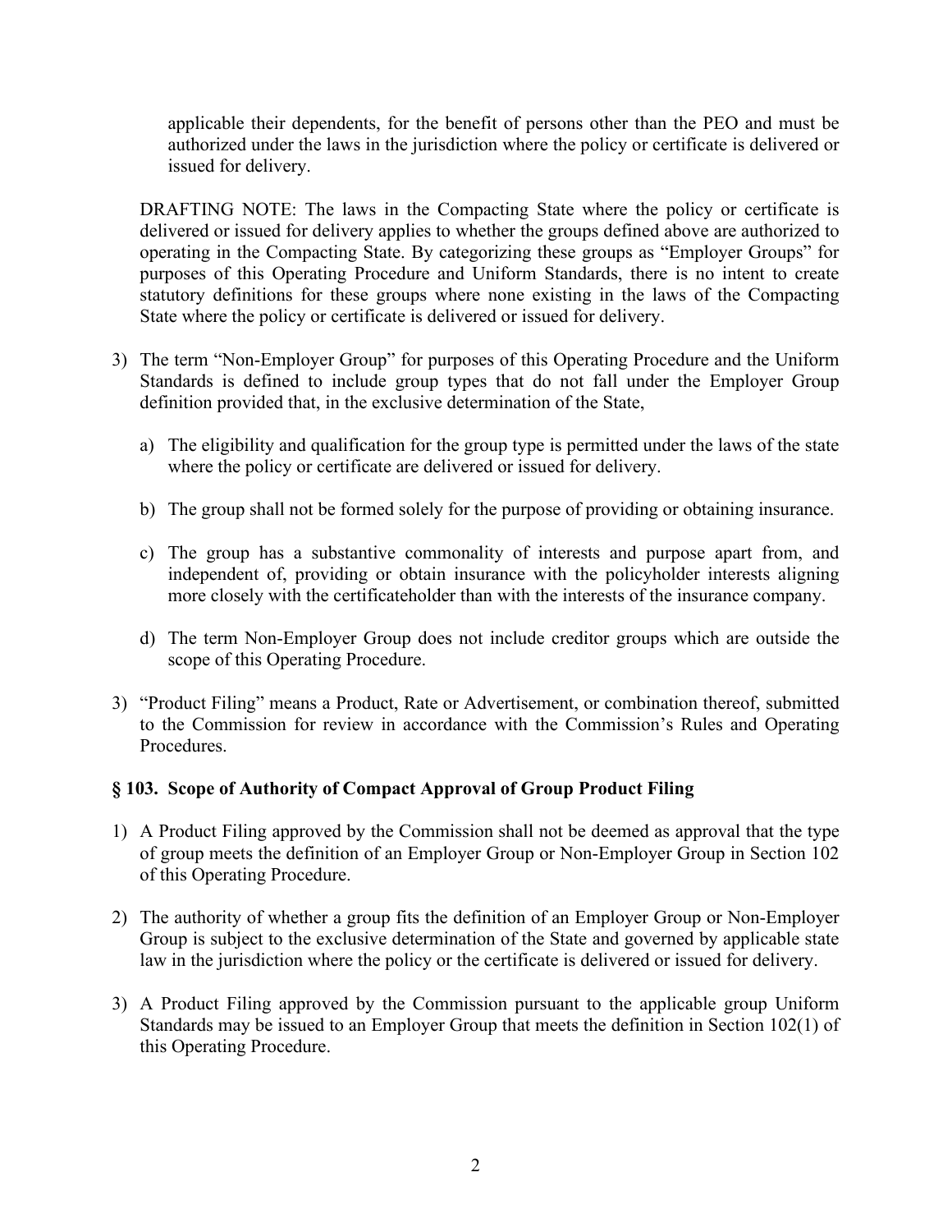applicable their dependents, for the benefit of persons other than the PEO and must be authorized under the laws in the jurisdiction where the policy or certificate is delivered or issued for delivery.

DRAFTING NOTE: The laws in the Compacting State where the policy or certificate is delivered or issued for delivery applies to whether the groups defined above are authorized to operating in the Compacting State. By categorizing these groups as "Employer Groups" for purposes of this Operating Procedure and Uniform Standards, there is no intent to create statutory definitions for these groups where none existing in the laws of the Compacting State where the policy or certificate is delivered or issued for delivery.

3) The term "Non-Employer Group" for purposes of this Operating Procedure and the Uniform Standards is defined to include group types that do not fall under the Employer Group definition provided that, in the exclusive determination of the State,

   a) The eligibility and qualification for the group type is permitted under the laws of the state where the policy or certificate are delivered or issued for delivery.

   b) The group shall not be formed solely for the purpose of providing or obtaining insurance.

   c) The group has a substantive commonality of interests and purpose apart from, and independent of, providing or obtain insurance with the policyholder interests aligning more closely with the certificateholder than with the interests of the insurance company.

   d) The term Non-Employer Group does not include creditor groups which are outside the scope of this Operating Procedure.

3) "Product Filing" means a Product, Rate or Advertisement, or combination thereof, submitted to the Commission for review in accordance with the Commission's Rules and Operating Procedures.

### § 103. Scope of Authority of Compact Approval of Group Product Filing

1) A Product Filing approved by the Commission shall not be deemed as approval that the type of group meets the definition of an Employer Group or Non-Employer Group in Section 102 of this Operating Procedure.

2) The authority of whether a group fits the definition of an Employer Group or Non-Employer Group is subject to the exclusive determination of the State and governed by applicable state law in the jurisdiction where the policy or the certificate is delivered or issued for delivery.

3) A Product Filing approved by the Commission pursuant to the applicable group Uniform Standards may be issued to an Employer Group that meets the definition in Section 102(1) of this Operating Procedure.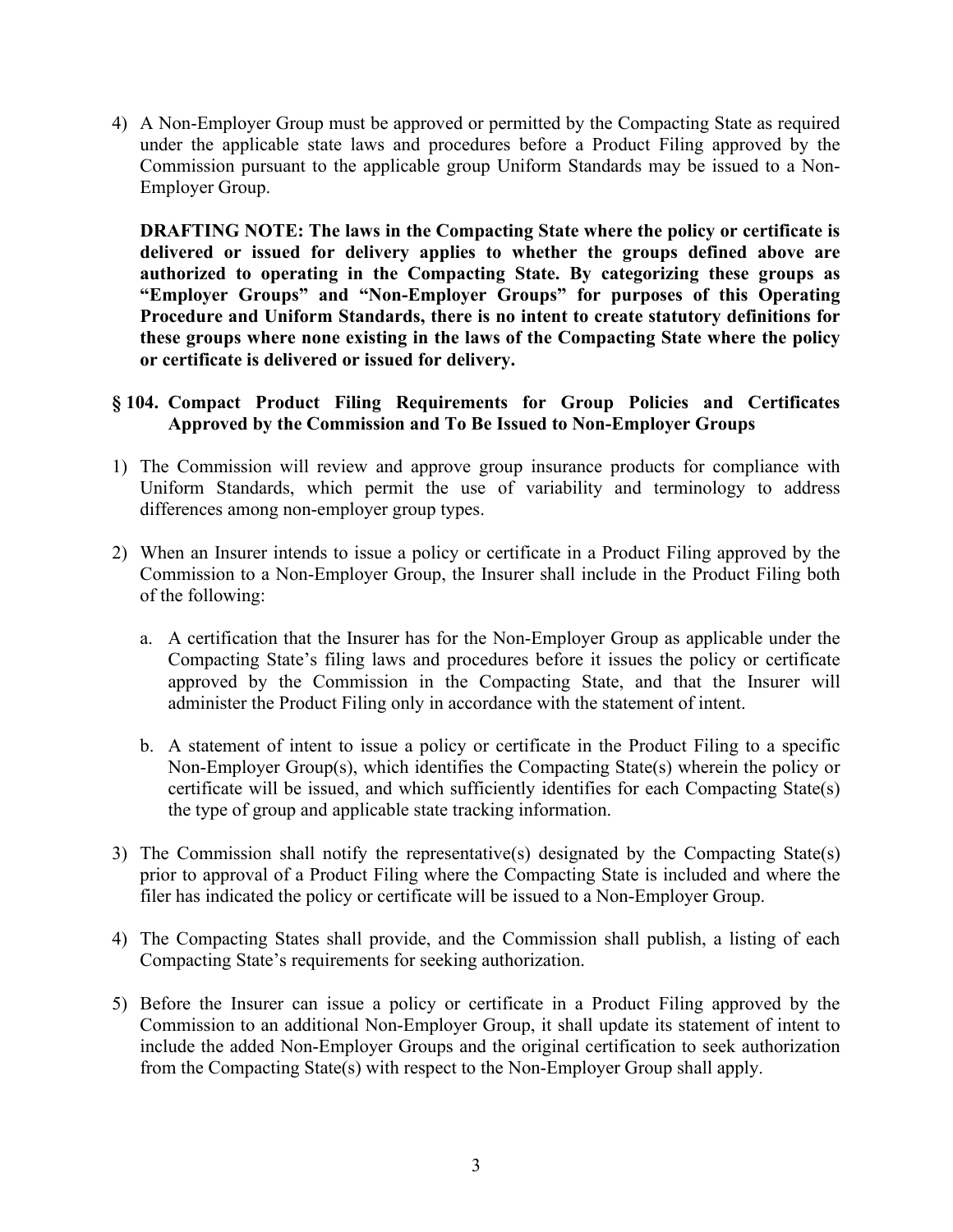4) A Non-Employer Group must be approved or permitted by the Compacting State as required under the applicable state laws and procedures before a Product Filing approved by the Commission pursuant to the applicable group Uniform Standards may be issued to a Non-Employer Group.

   **DRAFTING NOTE: The laws in the Compacting State where the policy or certificate is delivered or issued for delivery applies to whether the groups defined above are authorized to operating in the Compacting State. By categorizing these groups as "Employer Groups" and "Non-Employer Groups" for purposes of this Operating Procedure and Uniform Standards, there is no intent to create statutory definitions for these groups where none existing in the laws of the Compacting State where the policy or certificate is delivered or issued for delivery.**

### § 104. Compact Product Filing Requirements for Group Policies and Certificates Approved by the Commission and To Be Issued to Non-Employer Groups

1) The Commission will review and approve group insurance products for compliance with Uniform Standards, which permit the use of variability and terminology to address differences among non-employer group types.

2) When an Insurer intends to issue a policy or certificate in a Product Filing approved by the Commission to a Non-Employer Group, the Insurer shall include in the Product Filing both of the following:

   a. A certification that the Insurer has for the Non-Employer Group as applicable under the Compacting State's filing laws and procedures before it issues the policy or certificate approved by the Commission in the Compacting State, and that the Insurer will administer the Product Filing only in accordance with the statement of intent.

   b. A statement of intent to issue a policy or certificate in the Product Filing to a specific Non-Employer Group(s), which identifies the Compacting State(s) wherein the policy or certificate will be issued, and which sufficiently identifies for each Compacting State(s) the type of group and applicable state tracking information.

3) The Commission shall notify the representative(s) designated by the Compacting State(s) prior to approval of a Product Filing where the Compacting State is included and where the filer has indicated the policy or certificate will be issued to a Non-Employer Group.

4) The Compacting States shall provide, and the Commission shall publish, a listing of each Compacting State's requirements for seeking authorization.

5) Before the Insurer can issue a policy or certificate in a Product Filing approved by the Commission to an additional Non-Employer Group, it shall update its statement of intent to include the added Non-Employer Groups and the original certification to seek authorization from the Compacting State(s) with respect to the Non-Employer Group shall apply.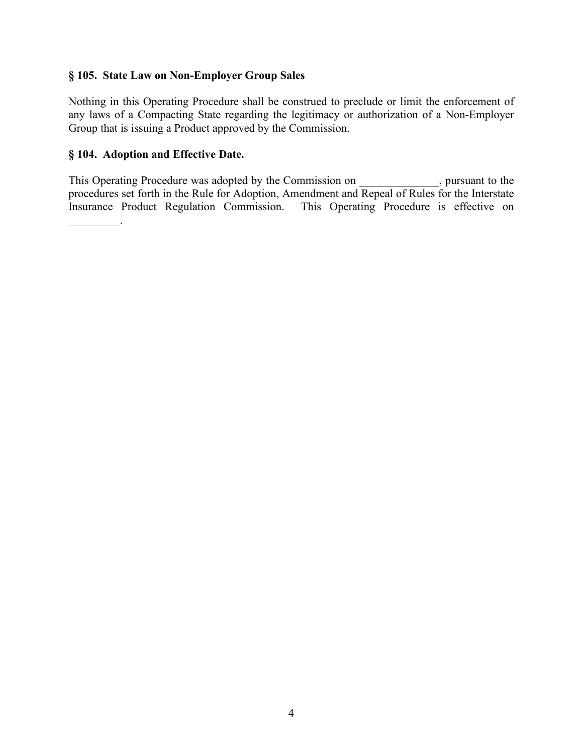**§ 105. State Law on Non-Employer Group Sales**

Nothing in this Operating Procedure shall be construed to preclude or limit the enforcement of any laws of a Compacting State regarding the legitimacy or authorization of a Non-Employer Group that is issuing a Product approved by the Commission.

**§ 104. Adoption and Effective Date.**

This Operating Procedure was adopted by the Commission on ______________, pursuant to the procedures set forth in the Rule for Adoption, Amendment and Repeal of Rules for the Interstate Insurance Product Regulation Commission. This Operating Procedure is effective on _________.